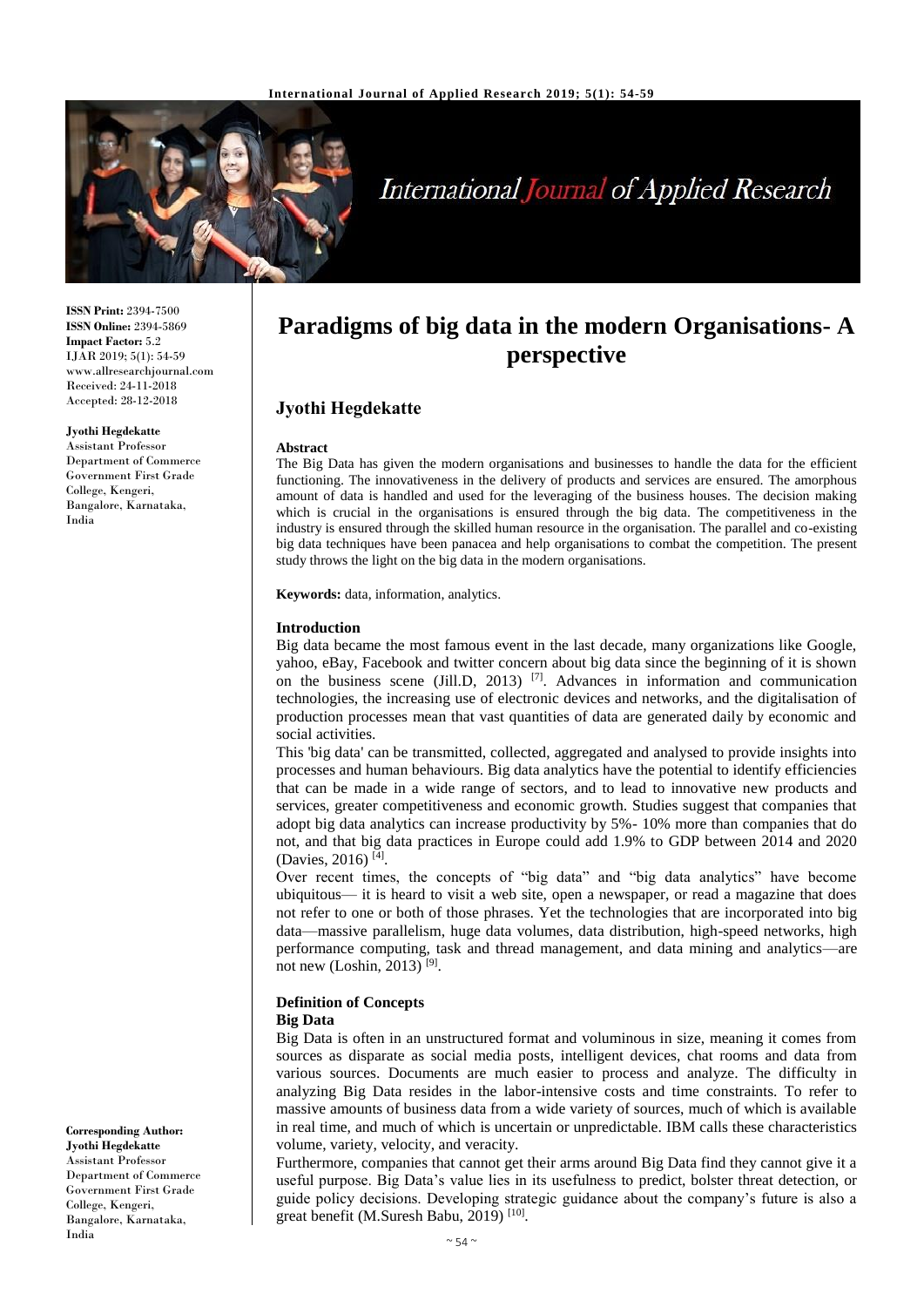# Paradigms of big data in the modern Organisations- A perspective

## Jyothi Hegdekatte

**ISSN Print:** 2394-7500
**ISSN Online:** 2394-5869
**Impact Factor:** 5.2
IJAR 2019; 5(1): 54-59
www.allresearchjournal.com
Received: 24-11-2018
Accepted: 28-12-2018

**Jyothi Hegdekatte**
Assistant Professor
Department of Commerce
Government First Grade College, Kengeri, Bangalore, Karnataka, India

**Corresponding Author:**
**Jyothi Hegdekatte**
Assistant Professor
Department of Commerce
Government First Grade College, Kengeri, Bangalore, Karnataka, India

### Abstract

The Big Data has given the modern organisations and businesses to handle the data for the efficient functioning. The innovativeness in the delivery of products and services are ensured. The amorphous amount of data is handled and used for the leveraging of the business houses. The decision making which is crucial in the organisations is ensured through the big data. The competitiveness in the industry is ensured through the skilled human resource in the organisation. The parallel and co-existing big data techniques have been panacea and help organisations to combat the competition. The present study throws the light on the big data in the modern organisations.

**Keywords:** data, information, analytics.

### Introduction

Big data became the most famous event in the last decade, many organizations like Google, yahoo, eBay, Facebook and twitter concern about big data since the beginning of it is shown on the business scene (Jill.D, 2013) [7]. Advances in information and communication technologies, the increasing use of electronic devices and networks, and the digitalisation of production processes mean that vast quantities of data are generated daily by economic and social activities.

This 'big data' can be transmitted, collected, aggregated and analysed to provide insights into processes and human behaviours. Big data analytics have the potential to identify efficiencies that can be made in a wide range of sectors, and to lead to innovative new products and services, greater competitiveness and economic growth. Studies suggest that companies that adopt big data analytics can increase productivity by 5%- 10% more than companies that do not, and that big data practices in Europe could add 1.9% to GDP between 2014 and 2020 (Davies, 2016) [4].

Over recent times, the concepts of "big data" and "big data analytics" have become ubiquitous— it is heard to visit a web site, open a newspaper, or read a magazine that does not refer to one or both of those phrases. Yet the technologies that are incorporated into big data—massive parallelism, huge data volumes, data distribution, high-speed networks, high performance computing, task and thread management, and data mining and analytics—are not new (Loshin, 2013) [9].

### Definition of Concepts

#### Big Data

Big Data is often in an unstructured format and voluminous in size, meaning it comes from sources as disparate as social media posts, intelligent devices, chat rooms and data from various sources. Documents are much easier to process and analyze. The difficulty in analyzing Big Data resides in the labor-intensive costs and time constraints. To refer to massive amounts of business data from a wide variety of sources, much of which is available in real time, and much of which is uncertain or unpredictable. IBM calls these characteristics volume, variety, velocity, and veracity.

Furthermore, companies that cannot get their arms around Big Data find they cannot give it a useful purpose. Big Data's value lies in its usefulness to predict, bolster threat detection, or guide policy decisions. Developing strategic guidance about the company's future is also a great benefit (M.Suresh Babu, 2019) [10].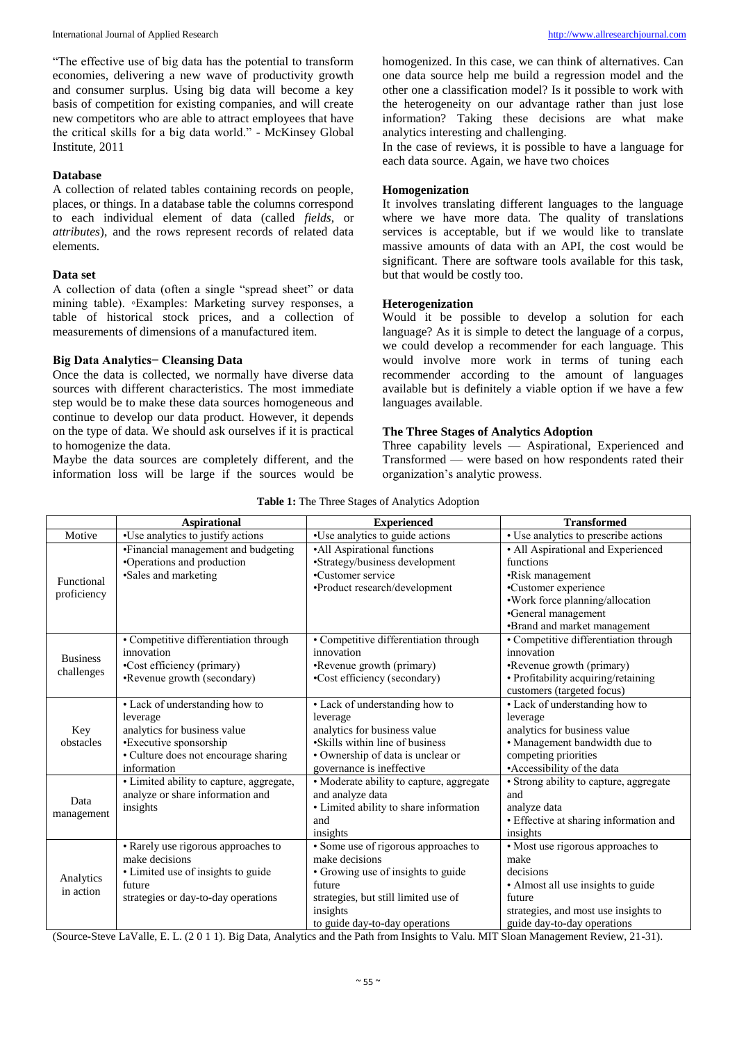"The effective use of big data has the potential to transform economies, delivering a new wave of productivity growth and consumer surplus. Using big data will become a key basis of competition for existing companies, and will create new competitors who are able to attract employees that have the critical skills for a big data world." - McKinsey Global Institute, 2011

### Database

A collection of related tables containing records on people, places, or things. In a database table the columns correspond to each individual element of data (called *fields*, or *attributes*), and the rows represent records of related data elements.

### Data set

A collection of data (often a single "spread sheet" or data mining table). ◦Examples: Marketing survey responses, a table of historical stock prices, and a collection of measurements of dimensions of a manufactured item.

### Big Data Analytics− Cleansing Data

Once the data is collected, we normally have diverse data sources with different characteristics. The most immediate step would be to make these data sources homogeneous and continue to develop our data product. However, it depends on the type of data. We should ask ourselves if it is practical to homogenize the data.

Maybe the data sources are completely different, and the information loss will be large if the sources would be homogenized. In this case, we can think of alternatives. Can one data source help me build a regression model and the other one a classification model? Is it possible to work with the heterogeneity on our advantage rather than just lose information? Taking these decisions are what make analytics interesting and challenging.

In the case of reviews, it is possible to have a language for each data source. Again, we have two choices

### Homogenization

It involves translating different languages to the language where we have more data. The quality of translations services is acceptable, but if we would like to translate massive amounts of data with an API, the cost would be significant. There are software tools available for this task, but that would be costly too.

### Heterogenization

Would it be possible to develop a solution for each language? As it is simple to detect the language of a corpus, we could develop a recommender for each language. This would involve more work in terms of tuning each recommender according to the amount of languages available but is definitely a viable option if we have a few languages available.

### The Three Stages of Analytics Adoption

Three capability levels — Aspirational, Experienced and Transformed — were based on how respondents rated their organization's analytic prowess.

**Table 1:** The Three Stages of Analytics Adoption

| | Aspirational | Experienced | Transformed |
|---|---|---|---|
| Motive | •Use analytics to justify actions | •Use analytics to guide actions | • Use analytics to prescribe actions |
| Functional proficiency | •Financial management and budgeting<br>•Operations and production<br>•Sales and marketing | •All Aspirational functions<br>•Strategy/business development<br>•Customer service<br>•Product research/development | • All Aspirational and Experienced functions<br>•Risk management<br>•Customer experience<br>•Work force planning/allocation<br>•General management<br>•Brand and market management |
| Business challenges | • Competitive differentiation through innovation<br>•Cost efficiency (primary)<br>•Revenue growth (secondary) | • Competitive differentiation through innovation<br>•Revenue growth (primary)<br>•Cost efficiency (secondary) | • Competitive differentiation through innovation<br>•Revenue growth (primary)<br>• Profitability acquiring/retaining customers (targeted focus) |
| Key obstacles | • Lack of understanding how to leverage analytics for business value<br>•Executive sponsorship<br>• Culture does not encourage sharing information | • Lack of understanding how to leverage analytics for business value<br>•Skills within line of business<br>• Ownership of data is unclear or governance is ineffective | • Lack of understanding how to leverage analytics for business value<br>• Management bandwidth due to competing priorities<br>•Accessibility of the data |
| Data management | • Limited ability to capture, aggregate, analyze or share information and insights | • Moderate ability to capture, aggregate and analyze data<br>• Limited ability to share information and insights | • Strong ability to capture, aggregate and analyze data<br>• Effective at sharing information and insights |
| Analytics in action | • Rarely use rigorous approaches to make decisions<br>• Limited use of insights to guide future strategies or day-to-day operations | • Some use of rigorous approaches to make decisions<br>• Growing use of insights to guide future strategies, but still limited use of insights to guide day-to-day operations | • Most use rigorous approaches to make decisions<br>• Almost all use insights to guide future strategies, and most use insights to guide day-to-day operations |

(Source-Steve LaValle, E. L. (2 0 1 1). Big Data, Analytics and the Path from Insights to Valu. MIT Sloan Management Review, 21-31).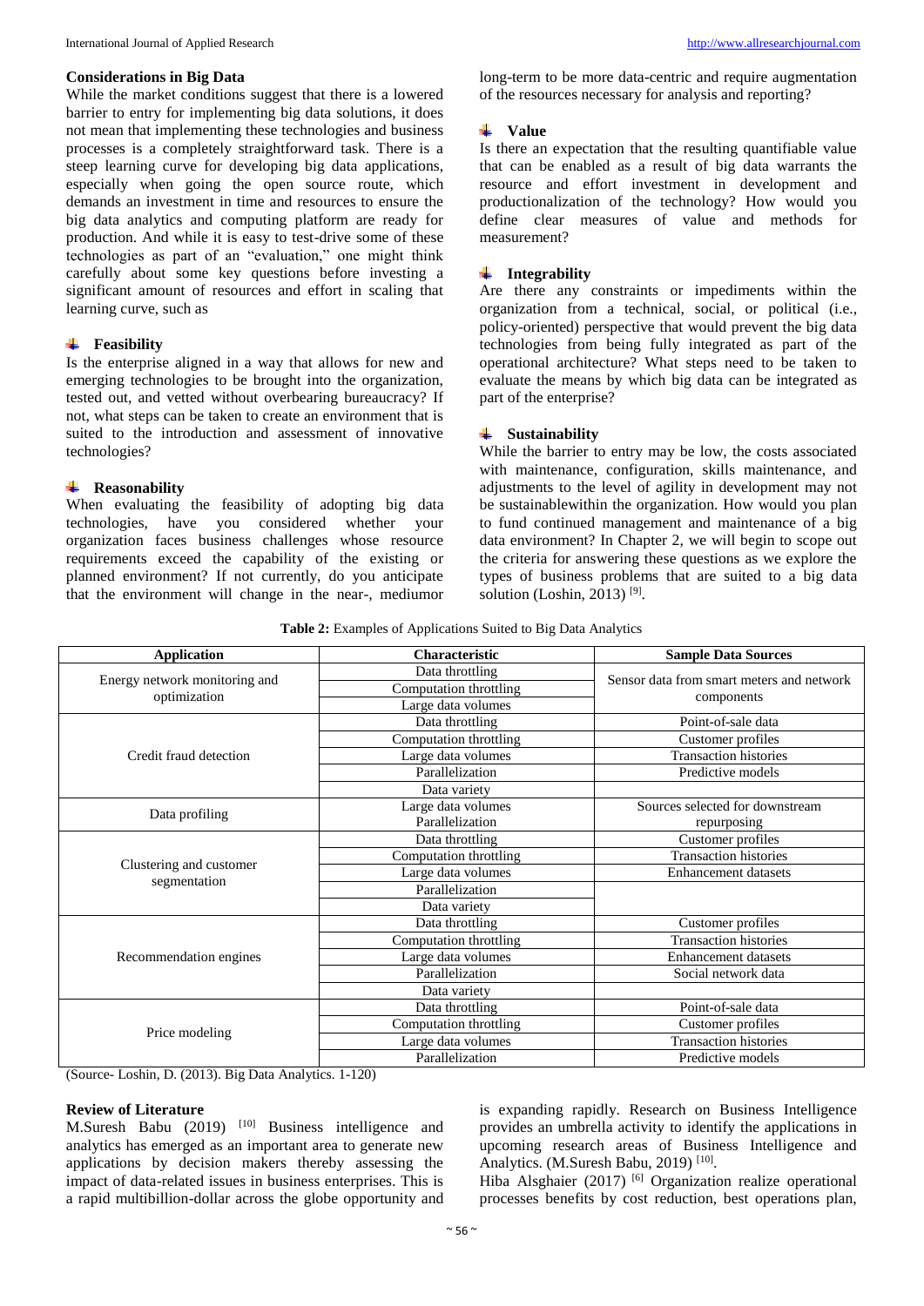### Considerations in Big Data

While the market conditions suggest that there is a lowered barrier to entry for implementing big data solutions, it does not mean that implementing these technologies and business processes is a completely straightforward task. There is a steep learning curve for developing big data applications, especially when going the open source route, which demands an investment in time and resources to ensure the big data analytics and computing platform are ready for production. And while it is easy to test-drive some of these technologies as part of an "evaluation," one might think carefully about some key questions before investing a significant amount of resources and effort in scaling that learning curve, such as

#### Feasibility

Is the enterprise aligned in a way that allows for new and emerging technologies to be brought into the organization, tested out, and vetted without overbearing bureaucracy? If not, what steps can be taken to create an environment that is suited to the introduction and assessment of innovative technologies?

#### Reasonability

When evaluating the feasibility of adopting big data technologies, have you considered whether your organization faces business challenges whose resource requirements exceed the capability of the existing or planned environment? If not currently, do you anticipate that the environment will change in the near-, mediumor long-term to be more data-centric and require augmentation of the resources necessary for analysis and reporting?

#### Value

Is there an expectation that the resulting quantifiable value that can be enabled as a result of big data warrants the resource and effort investment in development and productionalization of the technology? How would you define clear measures of value and methods for measurement?

#### Integrability

Are there any constraints or impediments within the organization from a technical, social, or political (i.e., policy-oriented) perspective that would prevent the big data technologies from being fully integrated as part of the operational architecture? What steps need to be taken to evaluate the means by which big data can be integrated as part of the enterprise?

#### Sustainability

While the barrier to entry may be low, the costs associated with maintenance, configuration, skills maintenance, and adjustments to the level of agility in development may not be sustainablewithin the organization. How would you plan to fund continued management and maintenance of a big data environment? In Chapter 2, we will begin to scope out the criteria for answering these questions as we explore the types of business problems that are suited to a big data solution (Loshin, 2013) [9].

**Table 2:** Examples of Applications Suited to Big Data Analytics

| Application | Characteristic | Sample Data Sources |
|---|---|---|
| Energy network monitoring and optimization | Data throttling | Sensor data from smart meters and network components |
| | Computation throttling | |
| | Large data volumes | |
| Credit fraud detection | Data throttling | Point-of-sale data |
| | Computation throttling | Customer profiles |
| | Large data volumes | Transaction histories |
| | Parallelization | Predictive models |
| | Data variety | |
| Data profiling | Large data volumes | Sources selected for downstream repurposing |
| | Parallelization | |
| Clustering and customer segmentation | Data throttling | Customer profiles |
| | Computation throttling | Transaction histories |
| | Large data volumes | Enhancement datasets |
| | Parallelization | |
| | Data variety | |
| Recommendation engines | Data throttling | Customer profiles |
| | Computation throttling | Transaction histories |
| | Large data volumes | Enhancement datasets |
| | Parallelization | Social network data |
| | Data variety | |
| Price modeling | Data throttling | Point-of-sale data |
| | Computation throttling | Customer profiles |
| | Large data volumes | Transaction histories |
| | Parallelization | Predictive models |

(Source- Loshin, D. (2013). Big Data Analytics. 1-120)

### Review of Literature

M.Suresh Babu (2019) [10] Business intelligence and analytics has emerged as an important area to generate new applications by decision makers thereby assessing the impact of data-related issues in business enterprises. This is a rapid multibillion-dollar across the globe opportunity and is expanding rapidly. Research on Business Intelligence provides an umbrella activity to identify the applications in upcoming research areas of Business Intelligence and Analytics. (M.Suresh Babu, 2019) [10].

Hiba Alsghaier (2017) [6] Organization realize operational processes benefits by cost reduction, best operations plan,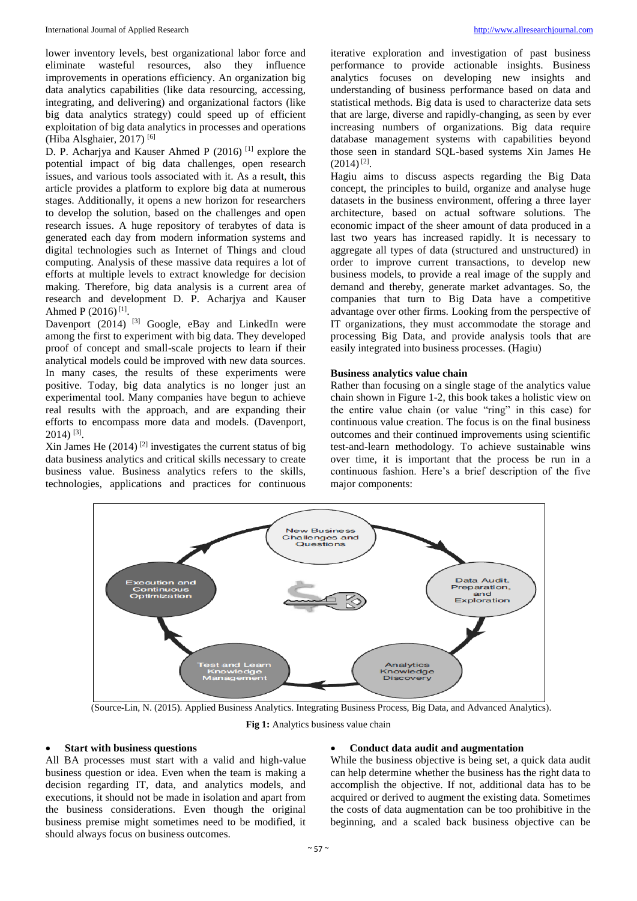lower inventory levels, best organizational labor force and eliminate wasteful resources, also they influence improvements in operations efficiency. An organization big data analytics capabilities (like data resourcing, accessing, integrating, and delivering) and organizational factors (like big data analytics strategy) could speed up of efficient exploitation of big data analytics in processes and operations (Hiba Alsghaier, 2017) [6]

D. P. Acharjya and Kauser Ahmed P (2016) [1] explore the potential impact of big data challenges, open research issues, and various tools associated with it. As a result, this article provides a platform to explore big data at numerous stages. Additionally, it opens a new horizon for researchers to develop the solution, based on the challenges and open research issues. A huge repository of terabytes of data is generated each day from modern information systems and digital technologies such as Internet of Things and cloud computing. Analysis of these massive data requires a lot of efforts at multiple levels to extract knowledge for decision making. Therefore, big data analysis is a current area of research and development D. P. Acharjya and Kauser Ahmed P (2016) [1].

Davenport (2014) [3] Google, eBay and LinkedIn were among the first to experiment with big data. They developed proof of concept and small-scale projects to learn if their analytical models could be improved with new data sources. In many cases, the results of these experiments were positive. Today, big data analytics is no longer just an experimental tool. Many companies have begun to achieve real results with the approach, and are expanding their efforts to encompass more data and models. (Davenport, 2014) [3].

Xin James He (2014) [2] investigates the current status of big data business analytics and critical skills necessary to create business value. Business analytics refers to the skills, technologies, applications and practices for continuous iterative exploration and investigation of past business performance to provide actionable insights. Business analytics focuses on developing new insights and understanding of business performance based on data and statistical methods. Big data is used to characterize data sets that are large, diverse and rapidly-changing, as seen by ever increasing numbers of organizations. Big data require database management systems with capabilities beyond those seen in standard SQL-based systems Xin James He (2014) [2].

Hagiu aims to discuss aspects regarding the Big Data concept, the principles to build, organize and analyse huge datasets in the business environment, offering a three layer architecture, based on actual software solutions. The economic impact of the sheer amount of data produced in a last two years has increased rapidly. It is necessary to aggregate all types of data (structured and unstructured) in order to improve current transactions, to develop new business models, to provide a real image of the supply and demand and thereby, generate market advantages. So, the companies that turn to Big Data have a competitive advantage over other firms. Looking from the perspective of IT organizations, they must accommodate the storage and processing Big Data, and provide analysis tools that are easily integrated into business processes. (Hagiu)

**Business analytics value chain**

Rather than focusing on a single stage of the analytics value chain shown in Figure 1-2, this book takes a holistic view on the entire value chain (or value "ring" in this case) for continuous value creation. The focus is on the final business outcomes and their continued improvements using scientific test-and-learn methodology. To achieve sustainable wins over time, it is important that the process be run in a continuous fashion. Here's a brief description of the five major components:

New Business Challenges and Questions → Data Audit, Preparation, and Exploration → Analytics Knowledge Discovery → Test and Learn Knowledge Management → Execution and Continuous Optimization

(Source-Lin, N. (2015). Applied Business Analytics. Integrating Business Process, Big Data, and Advanced Analytics).

**Fig 1:** Analytics business value chain

- **Start with business questions**

All BA processes must start with a valid and high-value business question or idea. Even when the team is making a decision regarding IT, data, and analytics models, and executions, it should not be made in isolation and apart from the business considerations. Even though the original business premise might sometimes need to be modified, it should always focus on business outcomes.

- **Conduct data audit and augmentation**

While the business objective is being set, a quick data audit can help determine whether the business has the right data to accomplish the objective. If not, additional data has to be acquired or derived to augment the existing data. Sometimes the costs of data augmentation can be too prohibitive in the beginning, and a scaled back business objective can be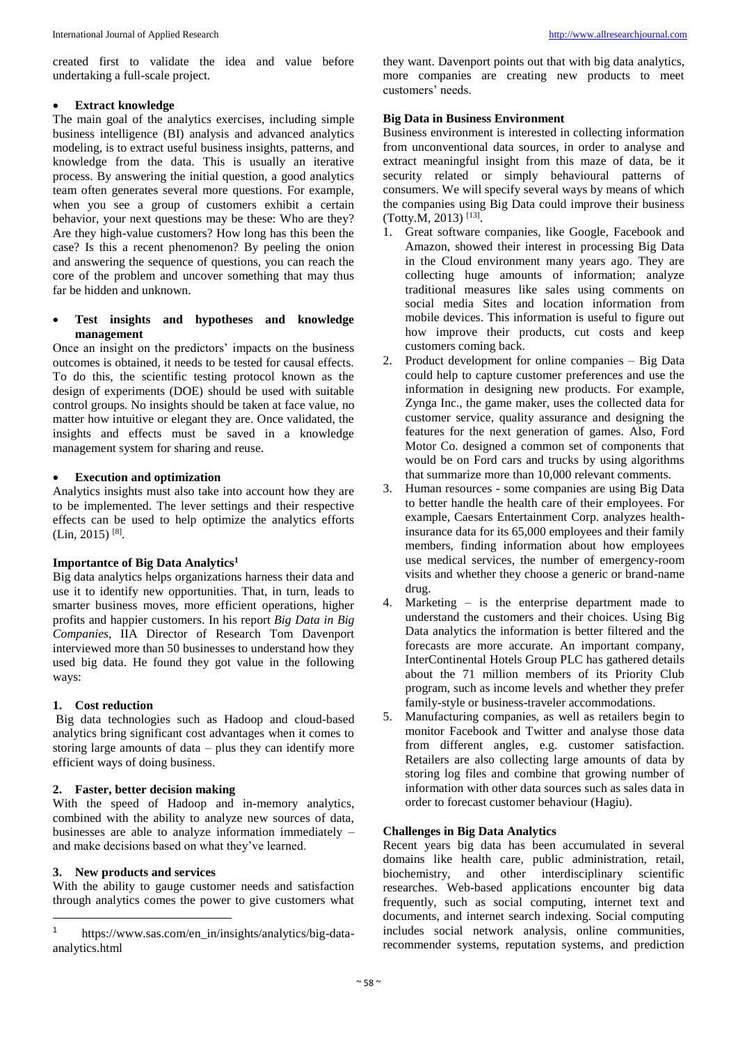created first to validate the idea and value before undertaking a full-scale project.

- **Extract knowledge**

The main goal of the analytics exercises, including simple business intelligence (BI) analysis and advanced analytics modeling, is to extract useful business insights, patterns, and knowledge from the data. This is usually an iterative process. By answering the initial question, a good analytics team often generates several more questions. For example, when you see a group of customers exhibit a certain behavior, your next questions may be these: Who are they? Are they high-value customers? How long has this been the case? Is this a recent phenomenon? By peeling the onion and answering the sequence of questions, you can reach the core of the problem and uncover something that may thus far be hidden and unknown.

- **Test insights and hypotheses and knowledge management**

Once an insight on the predictors' impacts on the business outcomes is obtained, it needs to be tested for causal effects. To do this, the scientific testing protocol known as the design of experiments (DOE) should be used with suitable control groups. No insights should be taken at face value, no matter how intuitive or elegant they are. Once validated, the insights and effects must be saved in a knowledge management system for sharing and reuse.

- **Execution and optimization**

Analytics insights must also take into account how they are to be implemented. The lever settings and their respective effects can be used to help optimize the analytics efforts (Lin, 2015) [8].

### Importantce of Big Data Analytics[1]

Big data analytics helps organizations harness their data and use it to identify new opportunities. That, in turn, leads to smarter business moves, more efficient operations, higher profits and happier customers. In his report *Big Data in Big Companies*, IIA Director of Research Tom Davenport interviewed more than 50 businesses to understand how they used big data. He found they got value in the following ways:

#### 1. Cost reduction

Big data technologies such as Hadoop and cloud-based analytics bring significant cost advantages when it comes to storing large amounts of data – plus they can identify more efficient ways of doing business.

#### 2. Faster, better decision making

With the speed of Hadoop and in-memory analytics, combined with the ability to analyze new sources of data, businesses are able to analyze information immediately – and make decisions based on what they've learned.

#### 3. New products and services

With the ability to gauge customer needs and satisfaction through analytics comes the power to give customers what they want. Davenport points out that with big data analytics, more companies are creating new products to meet customers' needs.

### Big Data in Business Environment

Business environment is interested in collecting information from unconventional data sources, in order to analyse and extract meaningful insight from this maze of data, be it security related or simply behavioural patterns of consumers. We will specify several ways by means of which the companies using Big Data could improve their business (Totty.M, 2013) [13].

1. Great software companies, like Google, Facebook and Amazon, showed their interest in processing Big Data in the Cloud environment many years ago. They are collecting huge amounts of information; analyze traditional measures like sales using comments on social media Sites and location information from mobile devices. This information is useful to figure out how improve their products, cut costs and keep customers coming back.
2. Product development for online companies – Big Data could help to capture customer preferences and use the information in designing new products. For example, Zynga Inc., the game maker, uses the collected data for customer service, quality assurance and designing the features for the next generation of games. Also, Ford Motor Co. designed a common set of components that would be on Ford cars and trucks by using algorithms that summarize more than 10,000 relevant comments.
3. Human resources - some companies are using Big Data to better handle the health care of their employees. For example, Caesars Entertainment Corp. analyzes health-insurance data for its 65,000 employees and their family members, finding information about how employees use medical services, the number of emergency-room visits and whether they choose a generic or brand-name drug.
4. Marketing – is the enterprise department made to understand the customers and their choices. Using Big Data analytics the information is better filtered and the forecasts are more accurate. An important company, InterContinental Hotels Group PLC has gathered details about the 71 million members of its Priority Club program, such as income levels and whether they prefer family-style or business-traveler accommodations.
5. Manufacturing companies, as well as retailers begin to monitor Facebook and Twitter and analyse those data from different angles, e.g. customer satisfaction. Retailers are also collecting large amounts of data by storing log files and combine that growing number of information with other data sources such as sales data in order to forecast customer behaviour (Hagiu).

### Challenges in Big Data Analytics

Recent years big data has been accumulated in several domains like health care, public administration, retail, biochemistry, and other interdisciplinary scientific researches. Web-based applications encounter big data frequently, such as social computing, internet text and documents, and internet search indexing. Social computing includes social network analysis, online communities, recommender systems, reputation systems, and prediction

[1] https://www.sas.com/en_in/insights/analytics/big-data-analytics.html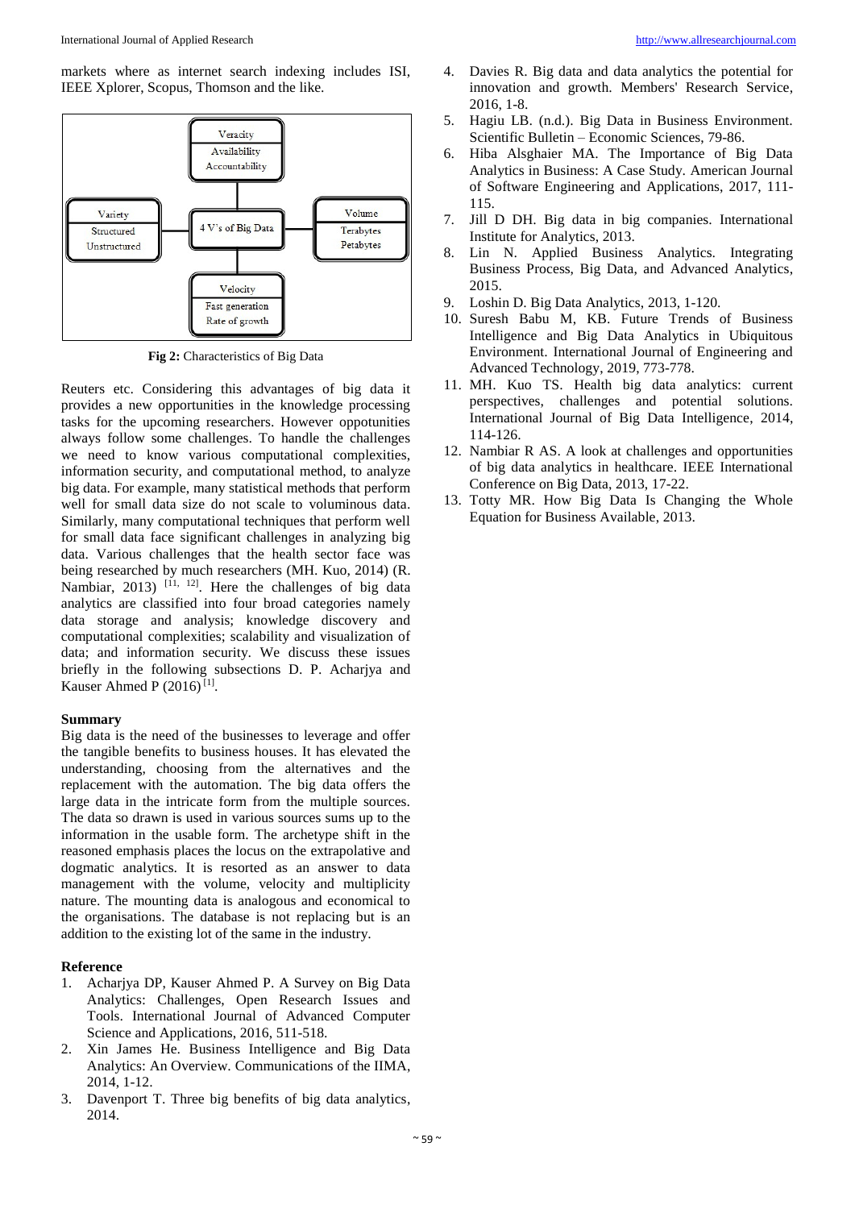markets where as internet search indexing includes ISI, IEEE Xplorer, Scopus, Thomson and the like.

Veracity
Availability
Accountability

Variety
Structured
Unstructured

4 V's of Big Data

Volume
Terabytes
Petabytes

Velocity
Fast generation
Rate of growth

**Fig 2:** Characteristics of Big Data

Reuters etc. Considering this advantages of big data it provides a new opportunities in the knowledge processing tasks for the upcoming researchers. However oppotunities always follow some challenges. To handle the challenges we need to know various computational complexities, information security, and computational method, to analyze big data. For example, many statistical methods that perform well for small data size do not scale to voluminous data. Similarly, many computational techniques that perform well for small data face significant challenges in analyzing big data. Various challenges that the health sector face was being researched by much researchers (MH. Kuo, 2014) (R. Nambiar, 2013) [11, 12]. Here the challenges of big data analytics are classified into four broad categories namely data storage and analysis; knowledge discovery and computational complexities; scalability and visualization of data; and information security. We discuss these issues briefly in the following subsections D. P. Acharjya and Kauser Ahmed P (2016) [1].

## Summary

Big data is the need of the businesses to leverage and offer the tangible benefits to business houses. It has elevated the understanding, choosing from the alternatives and the replacement with the automation. The big data offers the large data in the intricate form from the multiple sources. The data so drawn is used in various sources sums up to the information in the usable form. The archetype shift in the reasoned emphasis places the locus on the extrapolative and dogmatic analytics. It is resorted as an answer to data management with the volume, velocity and multiplicity nature. The mounting data is analogous and economical to the organisations. The database is not replacing but is an addition to the existing lot of the same in the industry.

## Reference

1. Acharjya DP, Kauser Ahmed P. A Survey on Big Data Analytics: Challenges, Open Research Issues and Tools. International Journal of Advanced Computer Science and Applications, 2016, 511-518.
2. Xin James He. Business Intelligence and Big Data Analytics: An Overview. Communications of the IIMA, 2014, 1-12.
3. Davenport T. Three big benefits of big data analytics, 2014.
4. Davies R. Big data and data analytics the potential for innovation and growth. Members' Research Service, 2016, 1-8.
5. Hagiu LB. (n.d.). Big Data in Business Environment. Scientific Bulletin – Economic Sciences, 79-86.
6. Hiba Alsghaier MA. The Importance of Big Data Analytics in Business: A Case Study. American Journal of Software Engineering and Applications, 2017, 111-115.
7. Jill D DH. Big data in big companies. International Institute for Analytics, 2013.
8. Lin N. Applied Business Analytics. Integrating Business Process, Big Data, and Advanced Analytics, 2015.
9. Loshin D. Big Data Analytics, 2013, 1-120.
10. Suresh Babu M, KB. Future Trends of Business Intelligence and Big Data Analytics in Ubiquitous Environment. International Journal of Engineering and Advanced Technology, 2019, 773-778.
11. MH. Kuo TS. Health big data analytics: current perspectives, challenges and potential solutions. International Journal of Big Data Intelligence, 2014, 114-126.
12. Nambiar R AS. A look at challenges and opportunities of big data analytics in healthcare. IEEE International Conference on Big Data, 2013, 17-22.
13. Totty MR. How Big Data Is Changing the Whole Equation for Business Available, 2013.